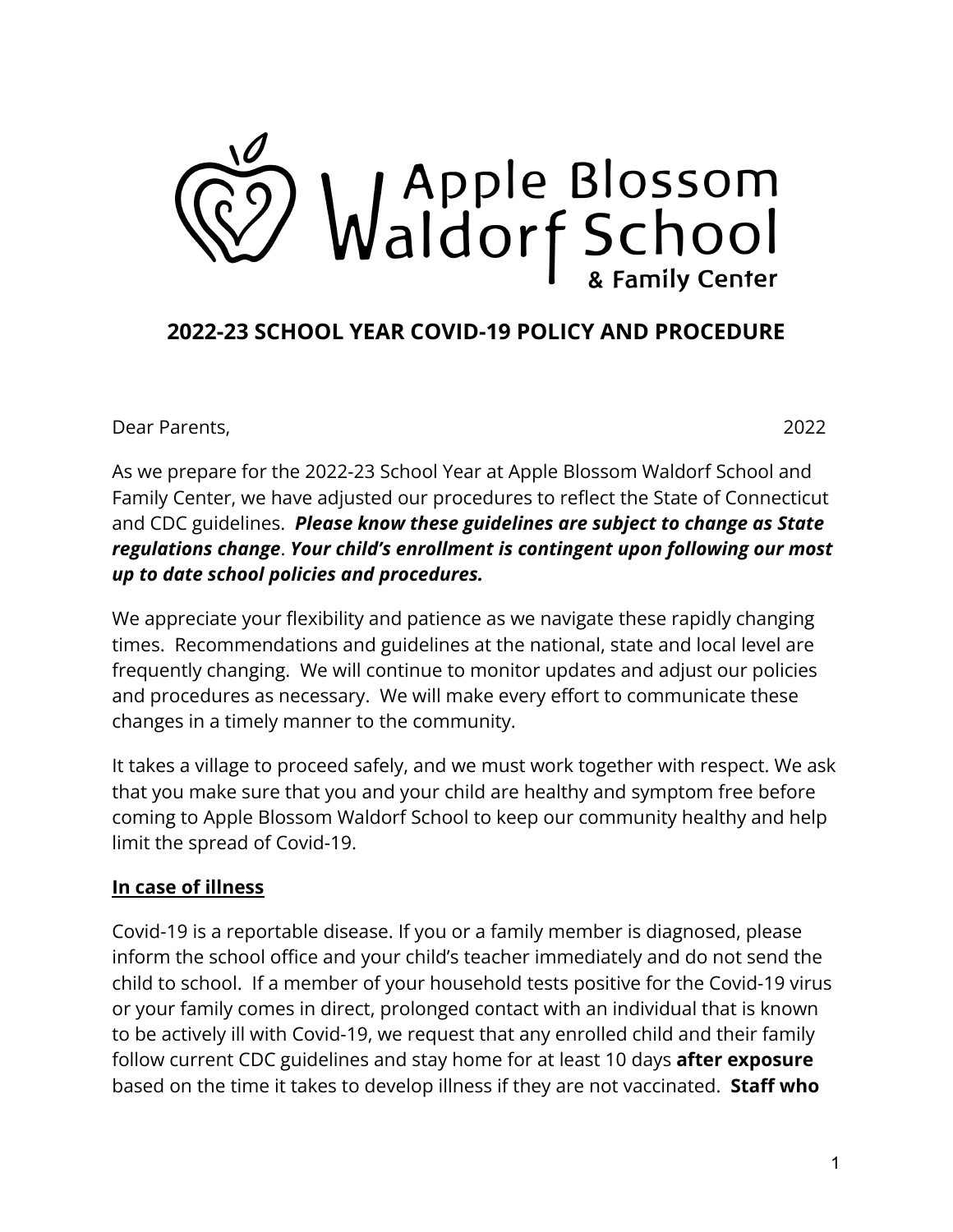Apple Blossom Waldorf School & Family Center

# 2022-23 SCHOOL YEAR COVID-19 POLICY AND PROCEDURE

Dear Parents, 2022

As we prepare for the 2022-23 School Year at Apple Blossom Waldorf School and Family Center, we have adjusted our procedures to reflect the State of Connecticut and CDC guidelines. ***Please know these guidelines are subject to change as State regulations change***. ***Your child's enrollment is contingent upon following our most up to date school policies and procedures.***

We appreciate your flexibility and patience as we navigate these rapidly changing times. Recommendations and guidelines at the national, state and local level are frequently changing. We will continue to monitor updates and adjust our policies and procedures as necessary. We will make every effort to communicate these changes in a timely manner to the community.

It takes a village to proceed safely, and we must work together with respect. We ask that you make sure that you and your child are healthy and symptom free before coming to Apple Blossom Waldorf School to keep our community healthy and help limit the spread of Covid-19.

## In case of illness

Covid-19 is a reportable disease. If you or a family member is diagnosed, please inform the school office and your child's teacher immediately and do not send the child to school. If a member of your household tests positive for the Covid-19 virus or your family comes in direct, prolonged contact with an individual that is known to be actively ill with Covid-19, we request that any enrolled child and their family follow current CDC guidelines and stay home for at least 10 days **after exposure** based on the time it takes to develop illness if they are not vaccinated. **Staff who**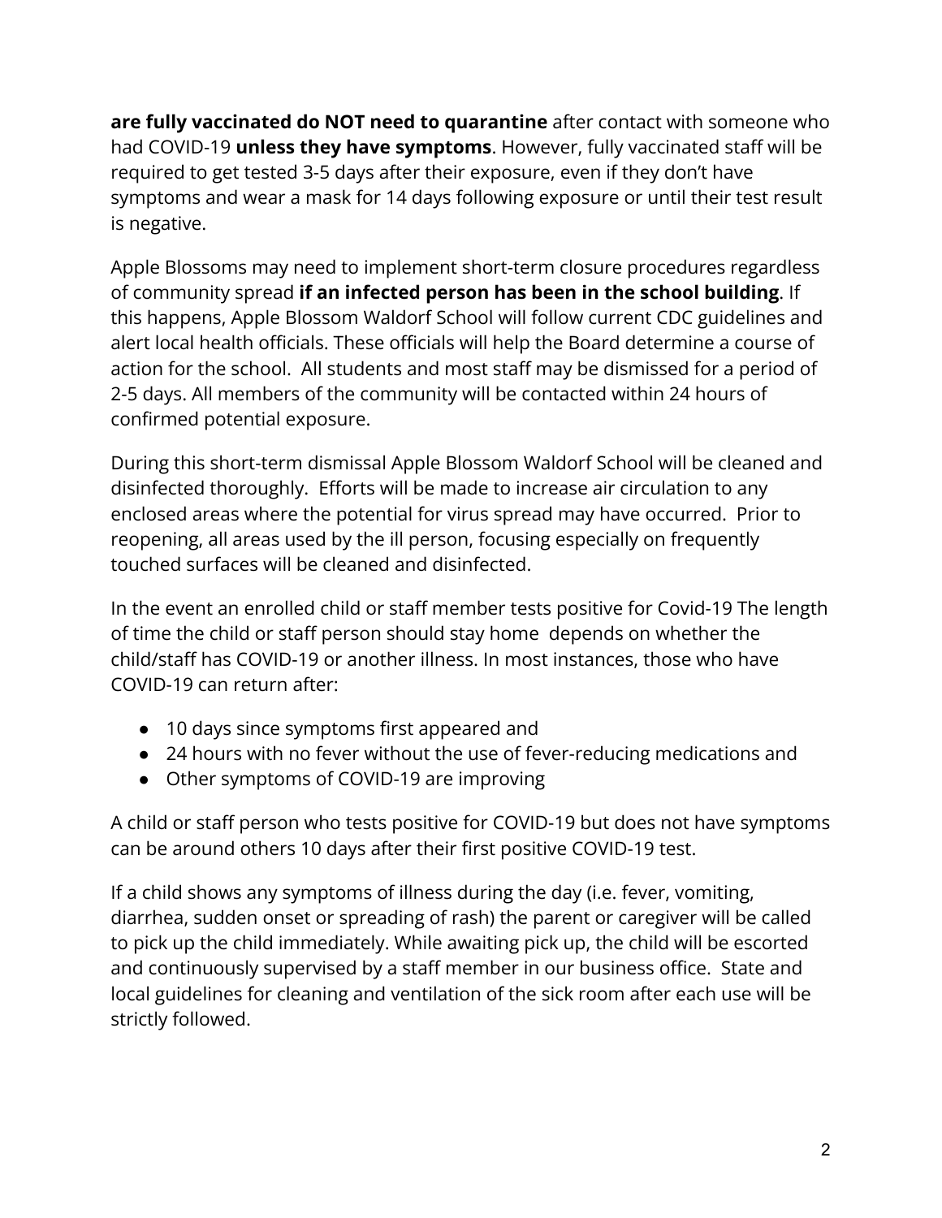**are fully vaccinated do NOT need to quarantine** after contact with someone who had COVID-19 **unless they have symptoms**. However, fully vaccinated staff will be required to get tested 3-5 days after their exposure, even if they don't have symptoms and wear a mask for 14 days following exposure or until their test result is negative.

Apple Blossoms may need to implement short-term closure procedures regardless of community spread **if an infected person has been in the school building**. If this happens, Apple Blossom Waldorf School will follow current CDC guidelines and alert local health officials. These officials will help the Board determine a course of action for the school. All students and most staff may be dismissed for a period of 2-5 days. All members of the community will be contacted within 24 hours of confirmed potential exposure.

During this short-term dismissal Apple Blossom Waldorf School will be cleaned and disinfected thoroughly. Efforts will be made to increase air circulation to any enclosed areas where the potential for virus spread may have occurred. Prior to reopening, all areas used by the ill person, focusing especially on frequently touched surfaces will be cleaned and disinfected.

In the event an enrolled child or staff member tests positive for Covid-19 The length of time the child or staff person should stay home depends on whether the child/staff has COVID-19 or another illness. In most instances, those who have COVID-19 can return after:

- 10 days since symptoms first appeared and
- 24 hours with no fever without the use of fever-reducing medications and
- Other symptoms of COVID-19 are improving

A child or staff person who tests positive for COVID-19 but does not have symptoms can be around others 10 days after their first positive COVID-19 test.

If a child shows any symptoms of illness during the day (i.e. fever, vomiting, diarrhea, sudden onset or spreading of rash) the parent or caregiver will be called to pick up the child immediately. While awaiting pick up, the child will be escorted and continuously supervised by a staff member in our business office. State and local guidelines for cleaning and ventilation of the sick room after each use will be strictly followed.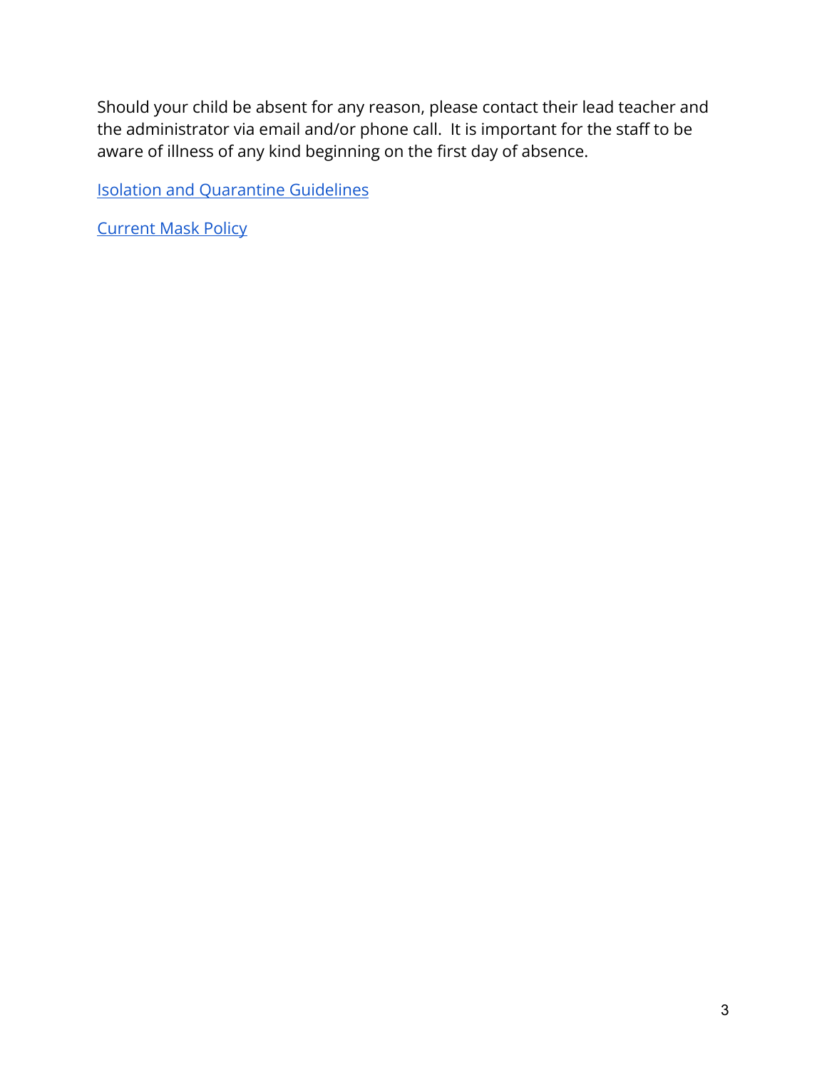Should your child be absent for any reason, please contact their lead teacher and the administrator via email and/or phone call. It is important for the staff to be aware of illness of any kind beginning on the first day of absence.

Isolation and Quarantine Guidelines

Current Mask Policy